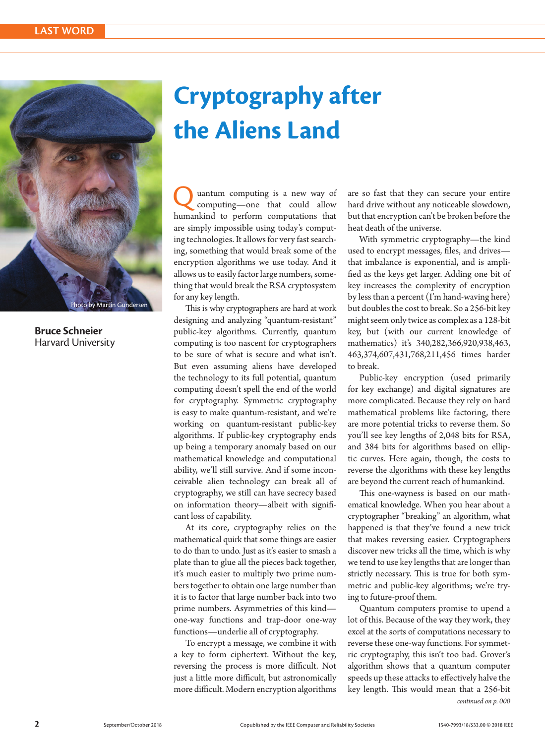LAST WORD

# Cryptography after the Aliens Land

**Bruce Schneier**
Harvard University

Photo by Martin Gundersen

Quantum computing is a new way of computing—one that could allow humankind to perform computations that are simply impossible using today's computing technologies. It allows for very fast searching, something that would break some of the encryption algorithms we use today. And it allows us to easily factor large numbers, something that would break the RSA cryptosystem for any key length.

This is why cryptographers are hard at work designing and analyzing "quantum-resistant" public-key algorithms. Currently, quantum computing is too nascent for cryptographers to be sure of what is secure and what isn't. But even assuming aliens have developed the technology to its full potential, quantum computing doesn't spell the end of the world for cryptography. Symmetric cryptography is easy to make quantum-resistant, and we're working on quantum-resistant public-key algorithms. If public-key cryptography ends up being a temporary anomaly based on our mathematical knowledge and computational ability, we'll still survive. And if some inconceivable alien technology can break all of cryptography, we still can have secrecy based on information theory—albeit with significant loss of capability.

At its core, cryptography relies on the mathematical quirk that some things are easier to do than to undo. Just as it's easier to smash a plate than to glue all the pieces back together, it's much easier to multiply two prime numbers together to obtain one large number than it is to factor that large number back into two prime numbers. Asymmetries of this kind—one-way functions and trap-door one-way functions—underlie all of cryptography.

To encrypt a message, we combine it with a key to form ciphertext. Without the key, reversing the process is more difficult. Not just a little more difficult, but astronomically more difficult. Modern encryption algorithms are so fast that they can secure your entire hard drive without any noticeable slowdown, but that encryption can't be broken before the heat death of the universe.

With symmetric cryptography—the kind used to encrypt messages, files, and drives—that imbalance is exponential, and is amplified as the keys get larger. Adding one bit of key increases the complexity of encryption by less than a percent (I'm hand-waving here) but doubles the cost to break. So a 256-bit key might seem only twice as complex as a 128-bit key, but (with our current knowledge of mathematics) it's 340,282,366,920,938,463,463,374,607,431,768,211,456 times harder to break.

Public-key encryption (used primarily for key exchange) and digital signatures are more complicated. Because they rely on hard mathematical problems like factoring, there are more potential tricks to reverse them. So you'll see key lengths of 2,048 bits for RSA, and 384 bits for algorithms based on elliptic curves. Here again, though, the costs to reverse the algorithms with these key lengths are beyond the current reach of humankind.

This one-wayness is based on our mathematical knowledge. When you hear about a cryptographer "breaking" an algorithm, what happened is that they've found a new trick that makes reversing easier. Cryptographers discover new tricks all the time, which is why we tend to use key lengths that are longer than strictly necessary. This is true for both symmetric and public-key algorithms; we're trying to future-proof them.

Quantum computers promise to upend a lot of this. Because of the way they work, they excel at the sorts of computations necessary to reverse these one-way functions. For symmetric cryptography, this isn't too bad. Grover's algorithm shows that a quantum computer speeds up these attacks to effectively halve the key length. This would mean that a 256-bit

*continued on p. 000*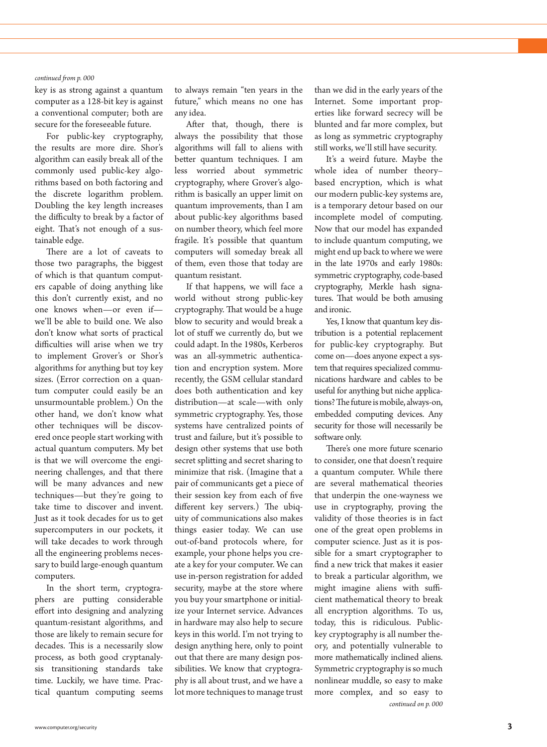*continued from p. 000*

key is as strong against a quantum computer as a 128-bit key is against a conventional computer; both are secure for the foreseeable future.

For public-key cryptography, the results are more dire. Shor's algorithm can easily break all of the commonly used public-key algorithms based on both factoring and the discrete logarithm problem. Doubling the key length increases the difficulty to break by a factor of eight. That's not enough of a sustainable edge.

There are a lot of caveats to those two paragraphs, the biggest of which is that quantum computers capable of doing anything like this don't currently exist, and no one knows when—or even if—we'll be able to build one. We also don't know what sorts of practical difficulties will arise when we try to implement Grover's or Shor's algorithms for anything but toy key sizes. (Error correction on a quantum computer could easily be an unsurmountable problem.) On the other hand, we don't know what other techniques will be discovered once people start working with actual quantum computers. My bet is that we will overcome the engineering challenges, and that there will be many advances and new techniques—but they're going to take time to discover and invent. Just as it took decades for us to get supercomputers in our pockets, it will take decades to work through all the engineering problems necessary to build large-enough quantum computers.

In the short term, cryptographers are putting considerable effort into designing and analyzing quantum-resistant algorithms, and those are likely to remain secure for decades. This is a necessarily slow process, as both good cryptanalysis transitioning standards take time. Luckily, we have time. Practical quantum computing seems to always remain "ten years in the future," which means no one has any idea.

After that, though, there is always the possibility that those algorithms will fall to aliens with better quantum techniques. I am less worried about symmetric cryptography, where Grover's algorithm is basically an upper limit on quantum improvements, than I am about public-key algorithms based on number theory, which feel more fragile. It's possible that quantum computers will someday break all of them, even those that today are quantum resistant.

If that happens, we will face a world without strong public-key cryptography. That would be a huge blow to security and would break a lot of stuff we currently do, but we could adapt. In the 1980s, Kerberos was an all-symmetric authentication and encryption system. More recently, the GSM cellular standard does both authentication and key distribution—at scale—with only symmetric cryptography. Yes, those systems have centralized points of trust and failure, but it's possible to design other systems that use both secret splitting and secret sharing to minimize that risk. (Imagine that a pair of communicants get a piece of their session key from each of five different key servers.) The ubiquity of communications also makes things easier today. We can use out-of-band protocols where, for example, your phone helps you create a key for your computer. We can use in-person registration for added security, maybe at the store where you buy your smartphone or initialize your Internet service. Advances in hardware may also help to secure keys in this world. I'm not trying to design anything here, only to point out that there are many design possibilities. We know that cryptography is all about trust, and we have a lot more techniques to manage trust than we did in the early years of the Internet. Some important properties like forward secrecy will be blunted and far more complex, but as long as symmetric cryptography still works, we'll still have security.

It's a weird future. Maybe the whole idea of number theory–based encryption, which is what our modern public-key systems are, is a temporary detour based on our incomplete model of computing. Now that our model has expanded to include quantum computing, we might end up back to where we were in the late 1970s and early 1980s: symmetric cryptography, code-based cryptography, Merkle hash signatures. That would be both amusing and ironic.

Yes, I know that quantum key distribution is a potential replacement for public-key cryptography. But come on—does anyone expect a system that requires specialized communications hardware and cables to be useful for anything but niche applications? The future is mobile, always-on, embedded computing devices. Any security for those will necessarily be software only.

There's one more future scenario to consider, one that doesn't require a quantum computer. While there are several mathematical theories that underpin the one-wayness we use in cryptography, proving the validity of those theories is in fact one of the great open problems in computer science. Just as it is possible for a smart cryptographer to find a new trick that makes it easier to break a particular algorithm, we might imagine aliens with sufficient mathematical theory to break all encryption algorithms. To us, today, this is ridiculous. Public-key cryptography is all number theory, and potentially vulnerable to more mathematically inclined aliens. Symmetric cryptography is so much nonlinear muddle, so easy to make more complex, and so easy to

*continued on p. 000*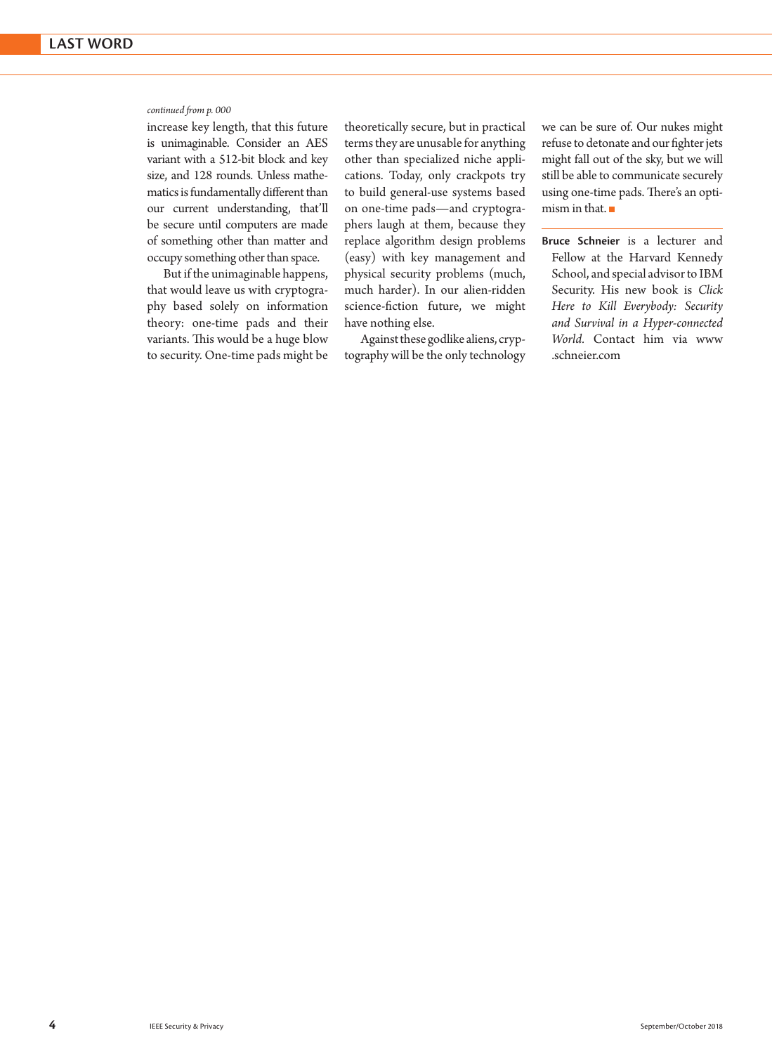*continued from p. 000*

increase key length, that this future is unimaginable. Consider an AES variant with a 512-bit block and key size, and 128 rounds. Unless mathematics is fundamentally different than our current understanding, that'll be secure until computers are made of something other than matter and occupy something other than space.

But if the unimaginable happens, that would leave us with cryptography based solely on information theory: one-time pads and their variants. This would be a huge blow to security. One-time pads might be theoretically secure, but in practical terms they are unusable for anything other than specialized niche applications. Today, only crackpots try to build general-use systems based on one-time pads—and cryptographers laugh at them, because they replace algorithm design problems (easy) with key management and physical security problems (much, much harder). In our alien-ridden science-fiction future, we might have nothing else.

Against these godlike aliens, cryptography will be the only technology we can be sure of. Our nukes might refuse to detonate and our fighter jets might fall out of the sky, but we will still be able to communicate securely using one-time pads. There's an optimism in that. ■

---

**Bruce Schneier** is a lecturer and Fellow at the Harvard Kennedy School, and special advisor to IBM Security. His new book is *Click Here to Kill Everybody: Security and Survival in a Hyper-connected World.* Contact him via www.schneier.com